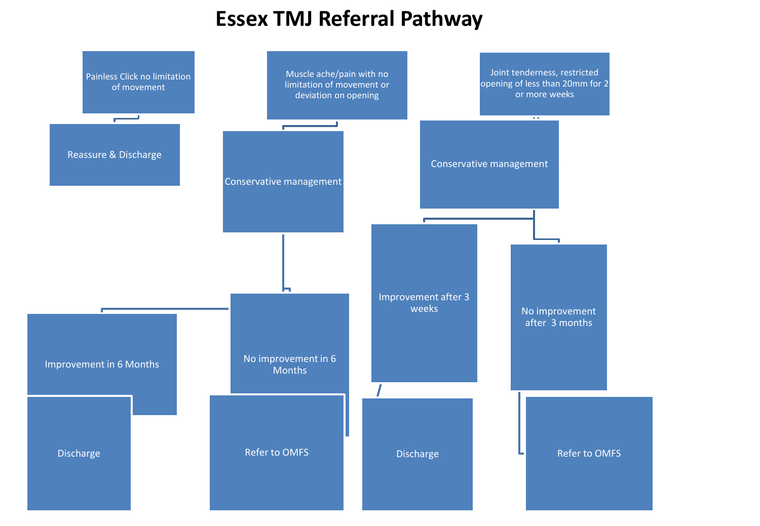# Essex TMJ Referral Pathway

**Painless Click no limitation of movement**

- Reassure & Discharge

**Muscle ache/pain with no limitation of movement or deviation on opening**

- Conservative management
  - Improvement in 6 Months
    - Discharge
  - No improvement in 6 Months
    - Refer to OMFS

**Joint tenderness, restricted opening of less than 20mm for 2 or more weeks**

- Conservative management
  - Improvement after 3 weeks
    - Discharge
  - No improvement after 3 months
    - Refer to OMFS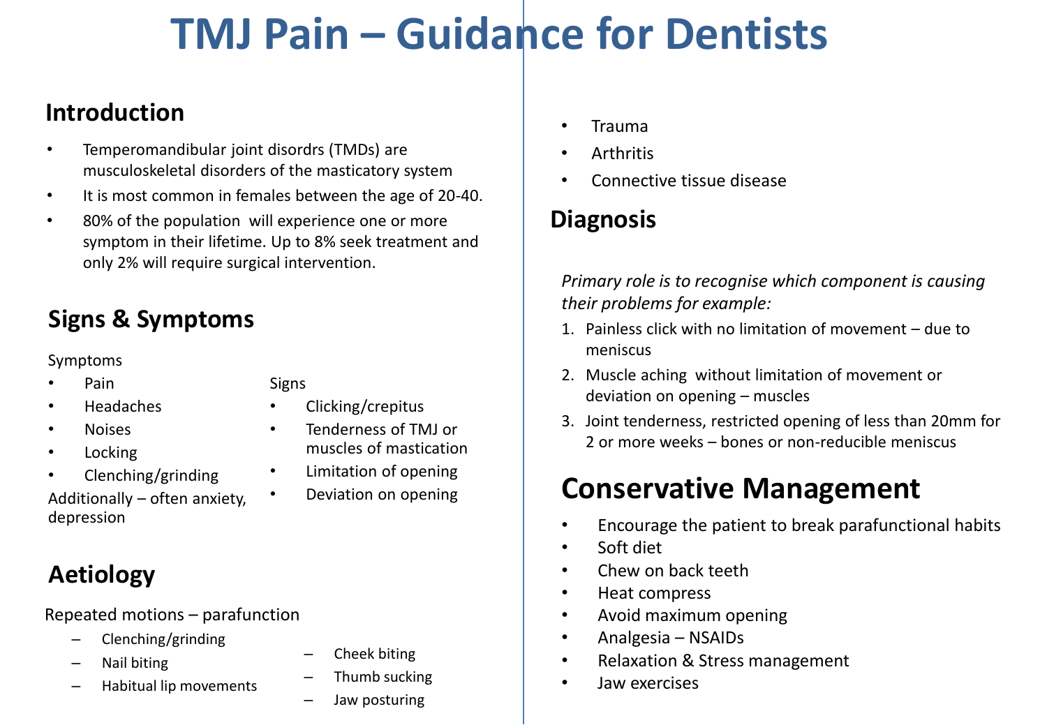# TMJ Pain – Guidance for Dentists

## Introduction

- Temperomandibular joint disordrs (TMDs) are musculoskeletal disorders of the masticatory system
- It is most common in females between the age of 20-40.
- 80% of the population will experience one or more symptom in their lifetime. Up to 8% seek treatment and only 2% will require surgical intervention.

## Signs & Symptoms

Symptoms

- Pain
- Headaches
- Noises
- Locking
- Clenching/grinding

Additionally – often anxiety, depression

Signs

- Clicking/crepitus
- Tenderness of TMJ or muscles of mastication
- Limitation of opening
- Deviation on opening

## Aetiology

Repeated motions – parafunction

- Clenching/grinding
- Nail biting
- Habitual lip movements
- Cheek biting
- Thumb sucking
- Jaw posturing

- Trauma
- Arthritis
- Connective tissue disease

## Diagnosis

*Primary role is to recognise which component is causing their problems for example:*

1. Painless click with no limitation of movement – due to meniscus
2. Muscle aching without limitation of movement or deviation on opening – muscles
3. Joint tenderness, restricted opening of less than 20mm for 2 or more weeks – bones or non-reducible meniscus

# Conservative Management

- Encourage the patient to break parafunctional habits
- Soft diet
- Chew on back teeth
- Heat compress
- Avoid maximum opening
- Analgesia – NSAIDs
- Relaxation & Stress management
- Jaw exercises